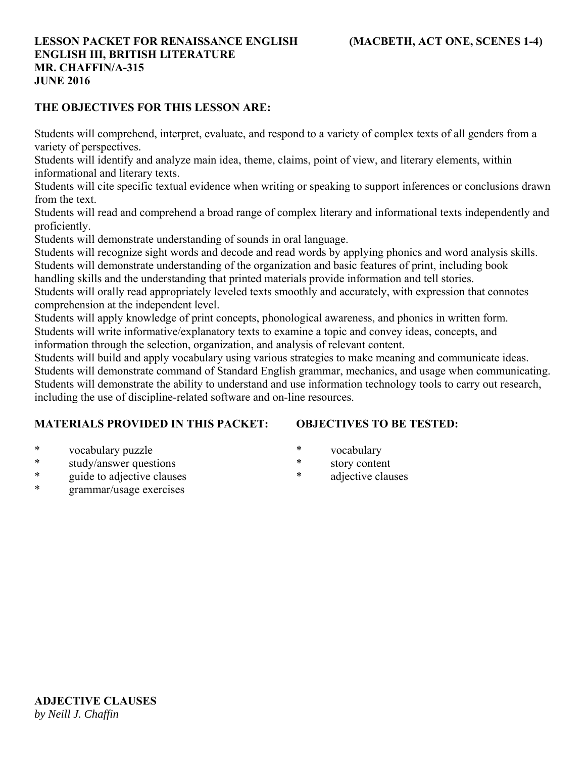**LESSON PACKET FOR RENAISSANCE ENGLISH (MACBETH, ACT ONE, SCENES 1-4)**
**ENGLISH III, BRITISH LITERATURE**
**MR. CHAFFIN/A-315**
**JUNE 2016**

**THE OBJECTIVES FOR THIS LESSON ARE:**

Students will comprehend, interpret, evaluate, and respond to a variety of complex texts of all genders from a variety of perspectives.
Students will identify and analyze main idea, theme, claims, point of view, and literary elements, within informational and literary texts.
Students will cite specific textual evidence when writing or speaking to support inferences or conclusions drawn from the text.
Students will read and comprehend a broad range of complex literary and informational texts independently and proficiently.
Students will demonstrate understanding of sounds in oral language.
Students will recognize sight words and decode and read words by applying phonics and word analysis skills.
Students will demonstrate understanding of the organization and basic features of print, including book handling skills and the understanding that printed materials provide information and tell stories.
Students will orally read appropriately leveled texts smoothly and accurately, with expression that connotes comprehension at the independent level.
Students will apply knowledge of print concepts, phonological awareness, and phonics in written form.
Students will write informative/explanatory texts to examine a topic and convey ideas, concepts, and information through the selection, organization, and analysis of relevant content.
Students will build and apply vocabulary using various strategies to make meaning and communicate ideas.
Students will demonstrate command of Standard English grammar, mechanics, and usage when communicating.
Students will demonstrate the ability to understand and use information technology tools to carry out research, including the use of discipline-related software and on-line resources.

**MATERIALS PROVIDED IN THIS PACKET:**

* vocabulary puzzle
* study/answer questions
* guide to adjective clauses
* grammar/usage exercises

**OBJECTIVES TO BE TESTED:**

* vocabulary
* story content
* adjective clauses

**ADJECTIVE CLAUSES**
*by Neill J. Chaffin*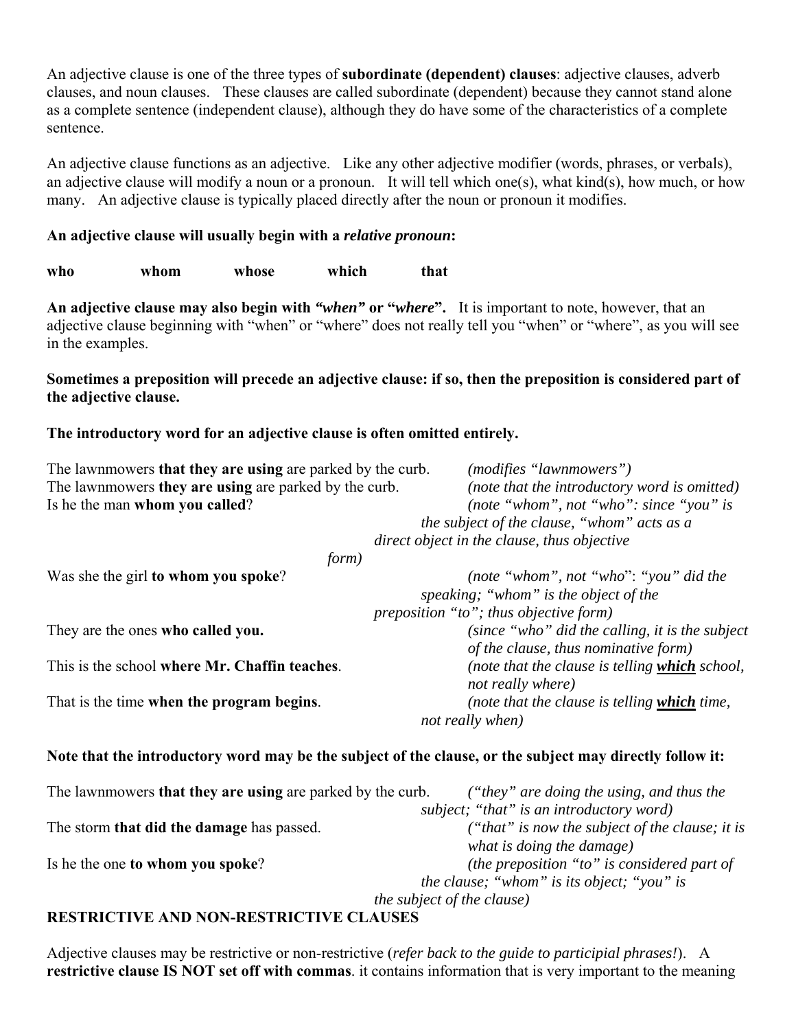An adjective clause is one of the three types of **subordinate (dependent) clauses**: adjective clauses, adverb clauses, and noun clauses. These clauses are called subordinate (dependent) because they cannot stand alone as a complete sentence (independent clause), although they do have some of the characteristics of a complete sentence.

An adjective clause functions as an adjective. Like any other adjective modifier (words, phrases, or verbals), an adjective clause will modify a noun or a pronoun. It will tell which one(s), what kind(s), how much, or how many. An adjective clause is typically placed directly after the noun or pronoun it modifies.

**An adjective clause will usually begin with a *relative pronoun*:**

**who whom whose which that**

**An adjective clause may also begin with *"when"* or "*where*".** It is important to note, however, that an adjective clause beginning with "when" or "where" does not really tell you "when" or "where", as you will see in the examples.

**Sometimes a preposition will precede an adjective clause: if so, then the preposition is considered part of the adjective clause.**

**The introductory word for an adjective clause is often omitted entirely.**

The lawnmowers **that they are using** are parked by the curb. *(modifies "lawnmowers")*
The lawnmowers **they are using** are parked by the curb. *(note that the introductory word is omitted)*
Is he the man **whom you called**? *(note "whom", not "who": since "you" is the subject of the clause, "whom" acts as a direct object in the clause, thus objective form)*
Was she the girl **to whom you spoke**? *(note "whom", not "who": "you" did the speaking; "whom" is the object of the preposition "to"; thus objective form)*
They are the ones **who called you.** *(since "who" did the calling, it is the subject of the clause, thus nominative form)*
This is the school **where Mr. Chaffin teaches**. *(note that the clause is telling **which** school, not really where)*
That is the time **when the program begins**. *(note that the clause is telling **which** time, not really when)*

**Note that the introductory word may be the subject of the clause, or the subject may directly follow it:**

The lawnmowers **that they are using** are parked by the curb. *("they" are doing the using, and thus the subject; "that" is an introductory word)*
The storm **that did the damage** has passed. *("that" is now the subject of the clause; it is what is doing the damage)*
Is he the one **to whom you spoke**? *(the preposition "to" is considered part of the clause; "whom" is its object; "you" is the subject of the clause)*

## RESTRICTIVE AND NON-RESTRICTIVE CLAUSES

Adjective clauses may be restrictive or non-restrictive (*refer back to the guide to participial phrases!*). A **restrictive clause IS NOT set off with commas**. it contains information that is very important to the meaning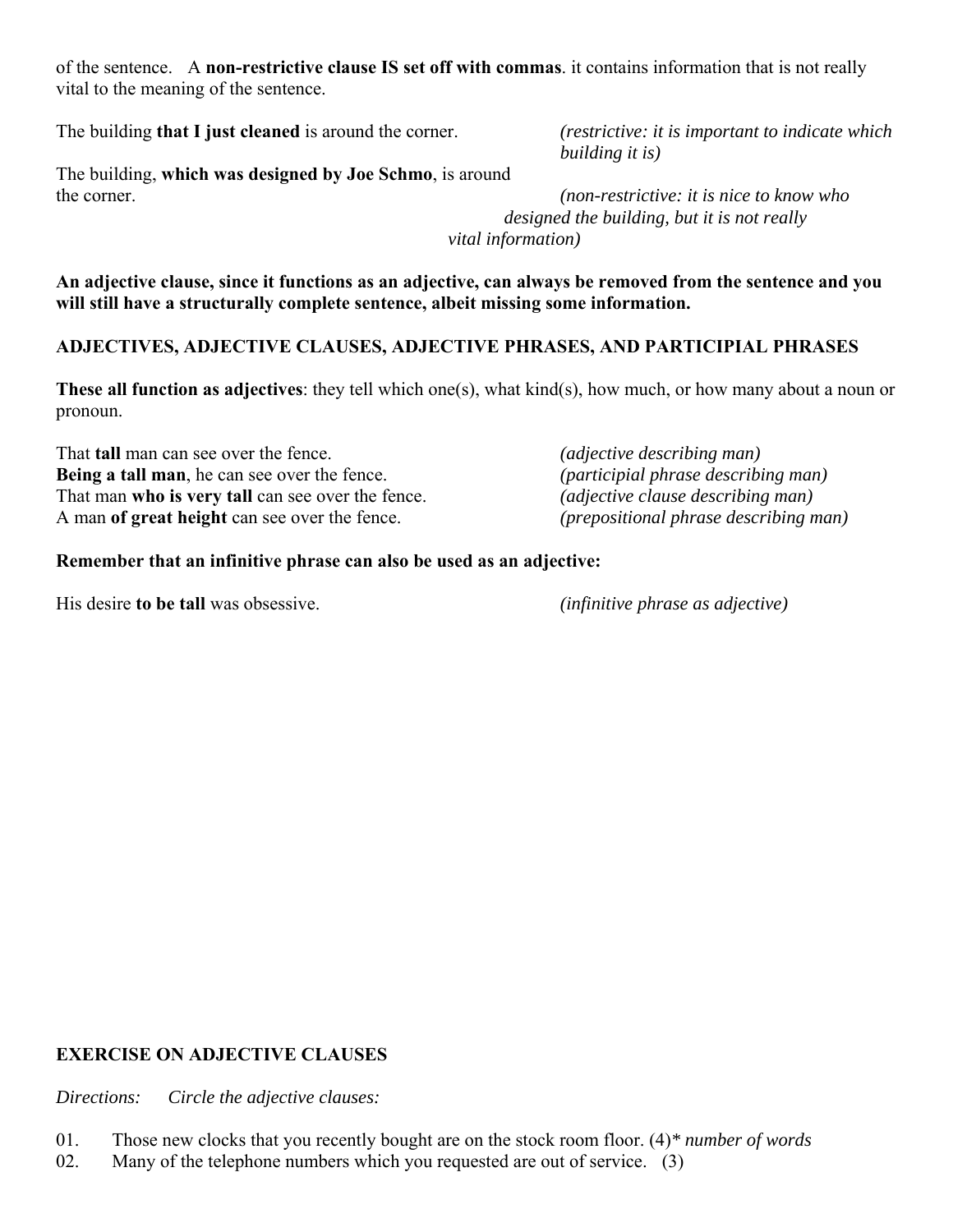of the sentence. A **non-restrictive clause IS set off with commas**. it contains information that is not really vital to the meaning of the sentence.

The building **that I just cleaned** is around the corner. *(restrictive: it is important to indicate which building it is)*

The building, **which was designed by Joe Schmo**, is around the corner. *(non-restrictive: it is nice to know who designed the building, but it is not really vital information)*

**An adjective clause, since it functions as an adjective, can always be removed from the sentence and you will still have a structurally complete sentence, albeit missing some information.**

**ADJECTIVES, ADJECTIVE CLAUSES, ADJECTIVE PHRASES, AND PARTICIPIAL PHRASES**

**These all function as adjectives**: they tell which one(s), what kind(s), how much, or how many about a noun or pronoun.

That **tall** man can see over the fence. *(adjective describing man)*
**Being a tall man**, he can see over the fence. *(participial phrase describing man)*
That man **who is very tall** can see over the fence. *(adjective clause describing man)*
A man **of great height** can see over the fence. *(prepositional phrase describing man)*

**Remember that an infinitive phrase can also be used as an adjective:**

His desire **to be tall** was obsessive. *(infinitive phrase as adjective)*

**EXERCISE ON ADJECTIVE CLAUSES**

*Directions: Circle the adjective clauses:*

01. Those new clocks that you recently bought are on the stock room floor. (4)* *number of words*
02. Many of the telephone numbers which you requested are out of service. (3)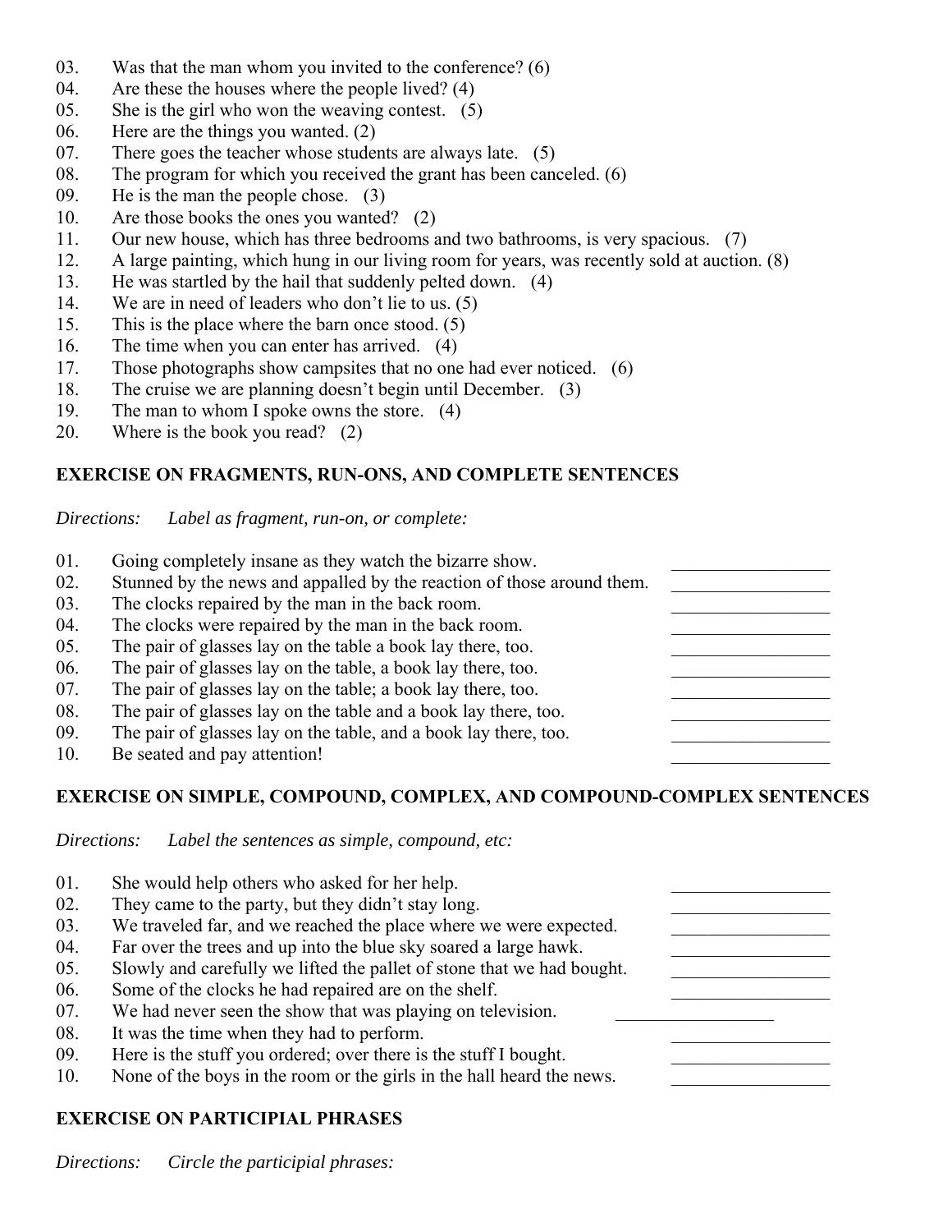03. Was that the man whom you invited to the conference? (6)
04. Are these the houses where the people lived? (4)
05. She is the girl who won the weaving contest. (5)
06. Here are the things you wanted. (2)
07. There goes the teacher whose students are always late. (5)
08. The program for which you received the grant has been canceled. (6)
09. He is the man the people chose. (3)
10. Are those books the ones you wanted? (2)
11. Our new house, which has three bedrooms and two bathrooms, is very spacious. (7)
12. A large painting, which hung in our living room for years, was recently sold at auction. (8)
13. He was startled by the hail that suddenly pelted down. (4)
14. We are in need of leaders who don't lie to us. (5)
15. This is the place where the barn once stood. (5)
16. The time when you can enter has arrived. (4)
17. Those photographs show campsites that no one had ever noticed. (6)
18. The cruise we are planning doesn't begin until December. (3)
19. The man to whom I spoke owns the store. (4)
20. Where is the book you read? (2)

**EXERCISE ON FRAGMENTS, RUN-ONS, AND COMPLETE SENTENCES**

*Directions: Label as fragment, run-on, or complete:*

01. Going completely insane as they watch the bizarre show. \_\_\_\_\_\_\_\_\_\_\_\_\_\_\_\_\_
02. Stunned by the news and appalled by the reaction of those around them. \_\_\_\_\_\_\_\_\_\_\_\_\_\_\_\_\_
03. The clocks repaired by the man in the back room. \_\_\_\_\_\_\_\_\_\_\_\_\_\_\_\_\_
04. The clocks were repaired by the man in the back room. \_\_\_\_\_\_\_\_\_\_\_\_\_\_\_\_\_
05. The pair of glasses lay on the table a book lay there, too. \_\_\_\_\_\_\_\_\_\_\_\_\_\_\_\_\_
06. The pair of glasses lay on the table, a book lay there, too. \_\_\_\_\_\_\_\_\_\_\_\_\_\_\_\_\_
07. The pair of glasses lay on the table; a book lay there, too. \_\_\_\_\_\_\_\_\_\_\_\_\_\_\_\_\_
08. The pair of glasses lay on the table and a book lay there, too. \_\_\_\_\_\_\_\_\_\_\_\_\_\_\_\_\_
09. The pair of glasses lay on the table, and a book lay there, too. \_\_\_\_\_\_\_\_\_\_\_\_\_\_\_\_\_
10. Be seated and pay attention! \_\_\_\_\_\_\_\_\_\_\_\_\_\_\_\_\_

**EXERCISE ON SIMPLE, COMPOUND, COMPLEX, AND COMPOUND-COMPLEX SENTENCES**

*Directions: Label the sentences as simple, compound, etc:*

01. She would help others who asked for her help. \_\_\_\_\_\_\_\_\_\_\_\_\_\_\_\_\_
02. They came to the party, but they didn't stay long. \_\_\_\_\_\_\_\_\_\_\_\_\_\_\_\_\_
03. We traveled far, and we reached the place where we were expected. \_\_\_\_\_\_\_\_\_\_\_\_\_\_\_\_\_
04. Far over the trees and up into the blue sky soared a large hawk. \_\_\_\_\_\_\_\_\_\_\_\_\_\_\_\_\_
05. Slowly and carefully we lifted the pallet of stone that we had bought. \_\_\_\_\_\_\_\_\_\_\_\_\_\_\_\_\_
06. Some of the clocks he had repaired are on the shelf. \_\_\_\_\_\_\_\_\_\_\_\_\_\_\_\_\_
07. We had never seen the show that was playing on television. \_\_\_\_\_\_\_\_\_\_\_\_\_\_\_\_\_
08. It was the time when they had to perform. \_\_\_\_\_\_\_\_\_\_\_\_\_\_\_\_\_
09. Here is the stuff you ordered; over there is the stuff I bought. \_\_\_\_\_\_\_\_\_\_\_\_\_\_\_\_\_
10. None of the boys in the room or the girls in the hall heard the news. \_\_\_\_\_\_\_\_\_\_\_\_\_\_\_\_\_

**EXERCISE ON PARTICIPIAL PHRASES**

*Directions: Circle the participial phrases:*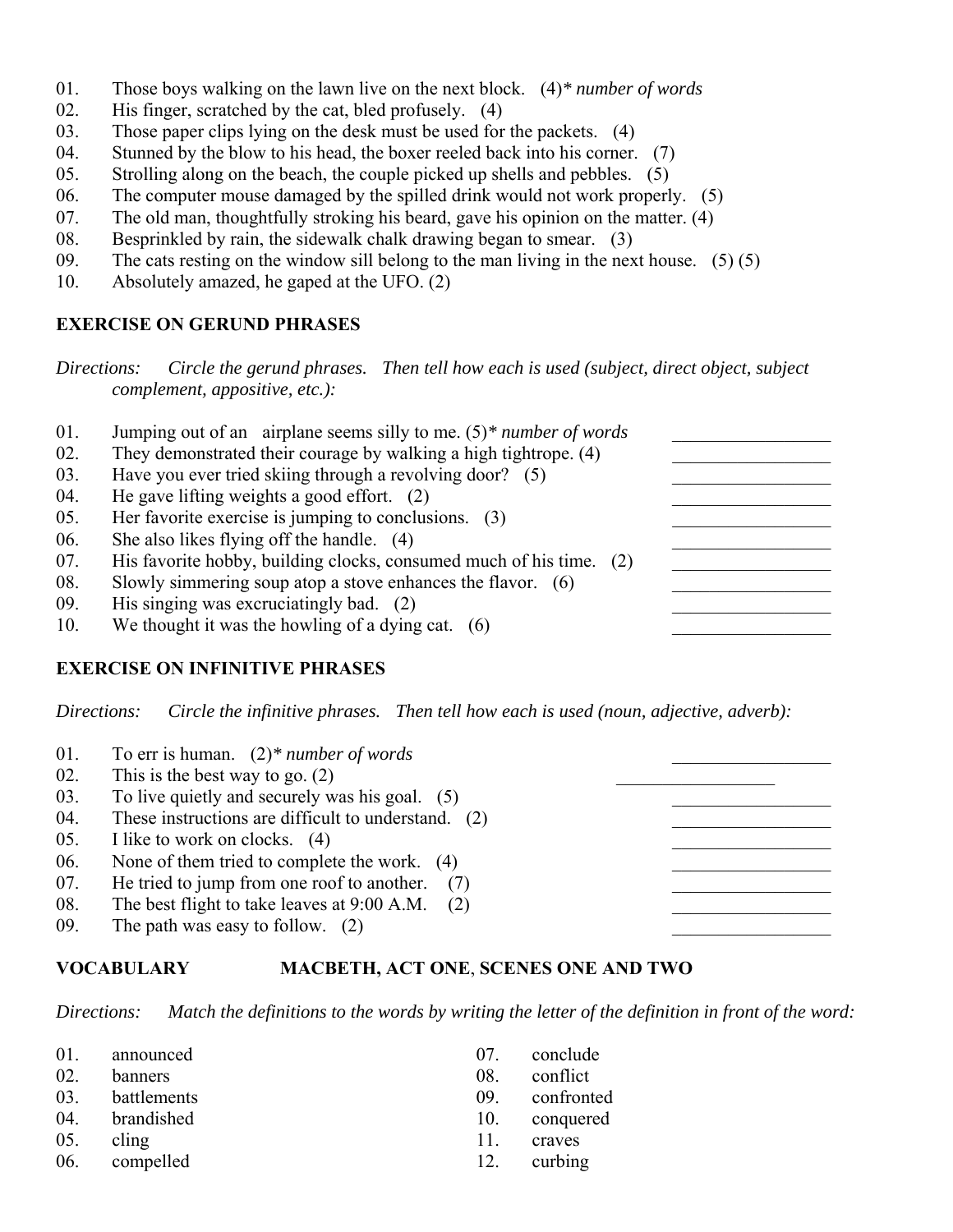01. Those boys walking on the lawn live on the next block. (4)* *number of words*
02. His finger, scratched by the cat, bled profusely. (4)
03. Those paper clips lying on the desk must be used for the packets. (4)
04. Stunned by the blow to his head, the boxer reeled back into his corner. (7)
05. Strolling along on the beach, the couple picked up shells and pebbles. (5)
06. The computer mouse damaged by the spilled drink would not work properly. (5)
07. The old man, thoughtfully stroking his beard, gave his opinion on the matter. (4)
08. Besprinkled by rain, the sidewalk chalk drawing began to smear. (3)
09. The cats resting on the window sill belong to the man living in the next house. (5) (5)
10. Absolutely amazed, he gaped at the UFO. (2)

**EXERCISE ON GERUND PHRASES**

*Directions: Circle the gerund phrases. Then tell how each is used (subject, direct object, subject complement, appositive, etc.):*

01. Jumping out of an airplane seems silly to me. (5)* *number of words* ________________
02. They demonstrated their courage by walking a high tightrope. (4) ________________
03. Have you ever tried skiing through a revolving door? (5) ________________
04. He gave lifting weights a good effort. (2) ________________
05. Her favorite exercise is jumping to conclusions. (3) ________________
06. She also likes flying off the handle. (4) ________________
07. His favorite hobby, building clocks, consumed much of his time. (2) ________________
08. Slowly simmering soup atop a stove enhances the flavor. (6) ________________
09. His singing was excruciatingly bad. (2) ________________
10. We thought it was the howling of a dying cat. (6) ________________

**EXERCISE ON INFINITIVE PHRASES**

*Directions: Circle the infinitive phrases. Then tell how each is used (noun, adjective, adverb):*

01. To err is human. (2)* *number of words* ________________
02. This is the best way to go. (2) ________________
03. To live quietly and securely was his goal. (5) ________________
04. These instructions are difficult to understand. (2) ________________
05. I like to work on clocks. (4) ________________
06. None of them tried to complete the work. (4) ________________
07. He tried to jump from one roof to another. (7) ________________
08. The best flight to take leaves at 9:00 A.M. (2) ________________
09. The path was easy to follow. (2) ________________

**VOCABULARY MACBETH, ACT ONE, SCENES ONE AND TWO**

*Directions: Match the definitions to the words by writing the letter of the definition in front of the word:*

01. announced
02. banners
03. battlements
04. brandished
05. cling
06. compelled
07. conclude
08. conflict
09. confronted
10. conquered
11. craves
12. curbing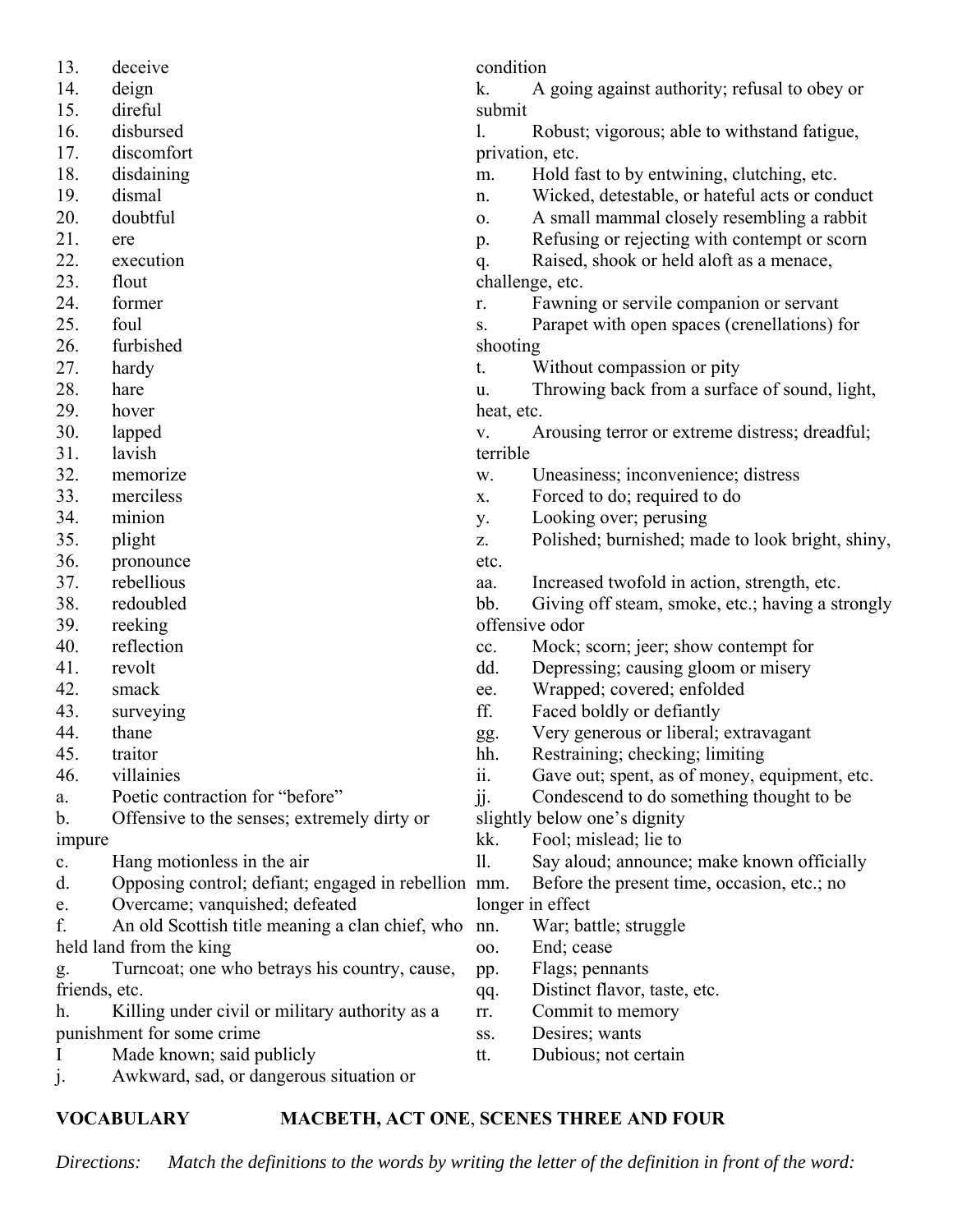13. deceive
14. deign
15. direful
16. disbursed
17. discomfort
18. disdaining
19. dismal
20. doubtful
21. ere
22. execution
23. flout
24. former
25. foul
26. furbished
27. hardy
28. hare
29. hover
30. lapped
31. lavish
32. memorize
33. merciless
34. minion
35. plight
36. pronounce
37. rebellious
38. redoubled
39. reeking
40. reflection
41. revolt
42. smack
43. surveying
44. thane
45. traitor
46. villainies

a. Poetic contraction for "before"
b. Offensive to the senses; extremely dirty or impure
c. Hang motionless in the air
d. Opposing control; defiant; engaged in rebellion
e. Overcame; vanquished; defeated
f. An old Scottish title meaning a clan chief, who held land from the king
g. Turncoat; one who betrays his country, cause, friends, etc.
h. Killing under civil or military authority as a punishment for some crime
I Made known; said publicly
j. Awkward, sad, or dangerous situation or condition
k. A going against authority; refusal to obey or submit
l. Robust; vigorous; able to withstand fatigue, privation, etc.
m. Hold fast to by entwining, clutching, etc.
n. Wicked, detestable, or hateful acts or conduct
o. A small mammal closely resembling a rabbit
p. Refusing or rejecting with contempt or scorn
q. Raised, shook or held aloft as a menace, challenge, etc.
r. Fawning or servile companion or servant
s. Parapet with open spaces (crenellations) for shooting
t. Without compassion or pity
u. Throwing back from a surface of sound, light, heat, etc.
v. Arousing terror or extreme distress; dreadful; terrible
w. Uneasiness; inconvenience; distress
x. Forced to do; required to do
y. Looking over; perusing
z. Polished; burnished; made to look bright, shiny, etc.
aa. Increased twofold in action, strength, etc.
bb. Giving off steam, smoke, etc.; having a strongly offensive odor
cc. Mock; scorn; jeer; show contempt for
dd. Depressing; causing gloom or misery
ee. Wrapped; covered; enfolded
ff. Faced boldly or defiantly
gg. Very generous or liberal; extravagant
hh. Restraining; checking; limiting
ii. Gave out; spent, as of money, equipment, etc.
jj. Condescend to do something thought to be slightly below one's dignity
kk. Fool; mislead; lie to
ll. Say aloud; announce; make known officially
mm. Before the present time, occasion, etc.; no longer in effect
nn. War; battle; struggle
oo. End; cease
pp. Flags; pennants
qq. Distinct flavor, taste, etc.
rr. Commit to memory
ss. Desires; wants
tt. Dubious; not certain

**VOCABULARY** **MACBETH, ACT ONE**, **SCENES THREE AND FOUR**

*Directions: Match the definitions to the words by writing the letter of the definition in front of the word:*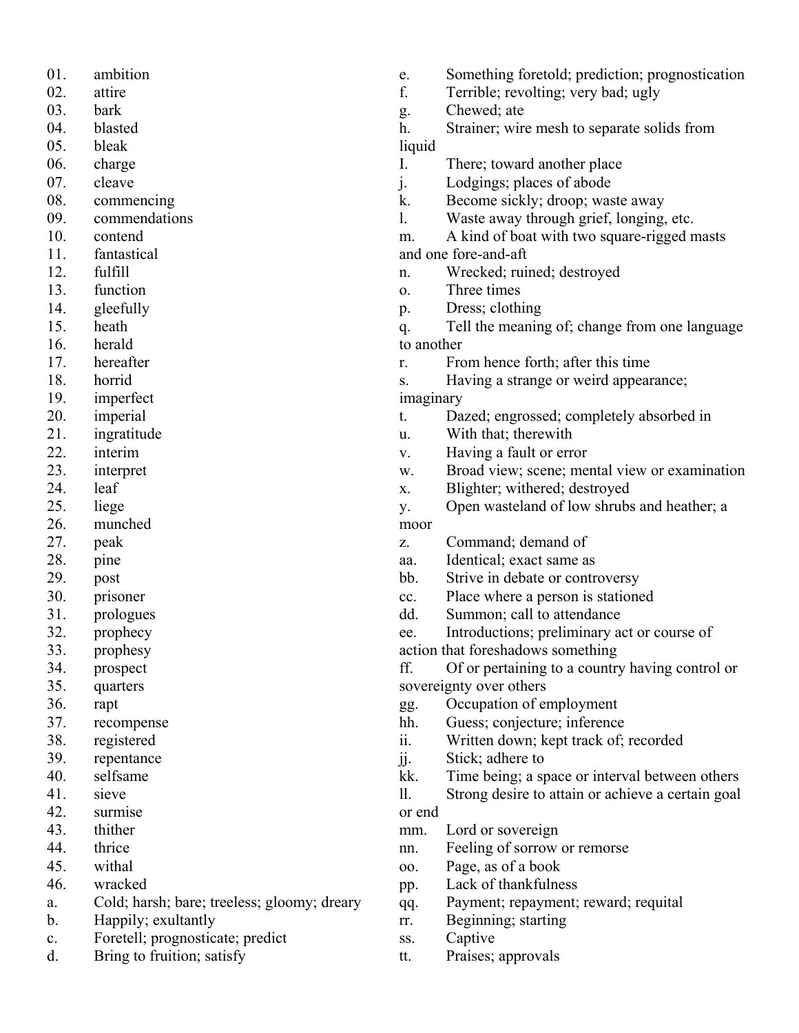01. ambition
02. attire
03. bark
04. blasted
05. bleak
06. charge
07. cleave
08. commencing
09. commendations
10. contend
11. fantastical
12. fulfill
13. function
14. gleefully
15. heath
16. herald
17. hereafter
18. horrid
19. imperfect
20. imperial
21. ingratitude
22. interim
23. interpret
24. leaf
25. liege
26. munched
27. peak
28. pine
29. post
30. prisoner
31. prologues
32. prophecy
33. prophesy
34. prospect
35. quarters
36. rapt
37. recompense
38. registered
39. repentance
40. selfsame
41. sieve
42. surmise
43. thither
44. thrice
45. withal
46. wracked

a. Cold; harsh; bare; treeless; gloomy; dreary
b. Happily; exultantly
c. Foretell; prognosticate; predict
d. Bring to fruition; satisfy
e. Something foretold; prediction; prognostication
f. Terrible; revolting; very bad; ugly
g. Chewed; ate
h. Strainer; wire mesh to separate solids from liquid
I. There; toward another place
j. Lodgings; places of abode
k. Become sickly; droop; waste away
l. Waste away through grief, longing, etc.
m. A kind of boat with two square-rigged masts and one fore-and-aft
n. Wrecked; ruined; destroyed
o. Three times
p. Dress; clothing
q. Tell the meaning of; change from one language to another
r. From hence forth; after this time
s. Having a strange or weird appearance; imaginary
t. Dazed; engrossed; completely absorbed in
u. With that; therewith
v. Having a fault or error
w. Broad view; scene; mental view or examination
x. Blighter; withered; destroyed
y. Open wasteland of low shrubs and heather; a moor
z. Command; demand of
aa. Identical; exact same as
bb. Strive in debate or controversy
cc. Place where a person is stationed
dd. Summon; call to attendance
ee. Introductions; preliminary act or course of action that foreshadows something
ff. Of or pertaining to a country having control or sovereignty over others
gg. Occupation of employment
hh. Guess; conjecture; inference
ii. Written down; kept track of; recorded
jj. Stick; adhere to
kk. Time being; a space or interval between others
ll. Strong desire to attain or achieve a certain goal or end
mm. Lord or sovereign
nn. Feeling of sorrow or remorse
oo. Page, as of a book
pp. Lack of thankfulness
qq. Payment; repayment; reward; requital
rr. Beginning; starting
ss. Captive
tt. Praises; approvals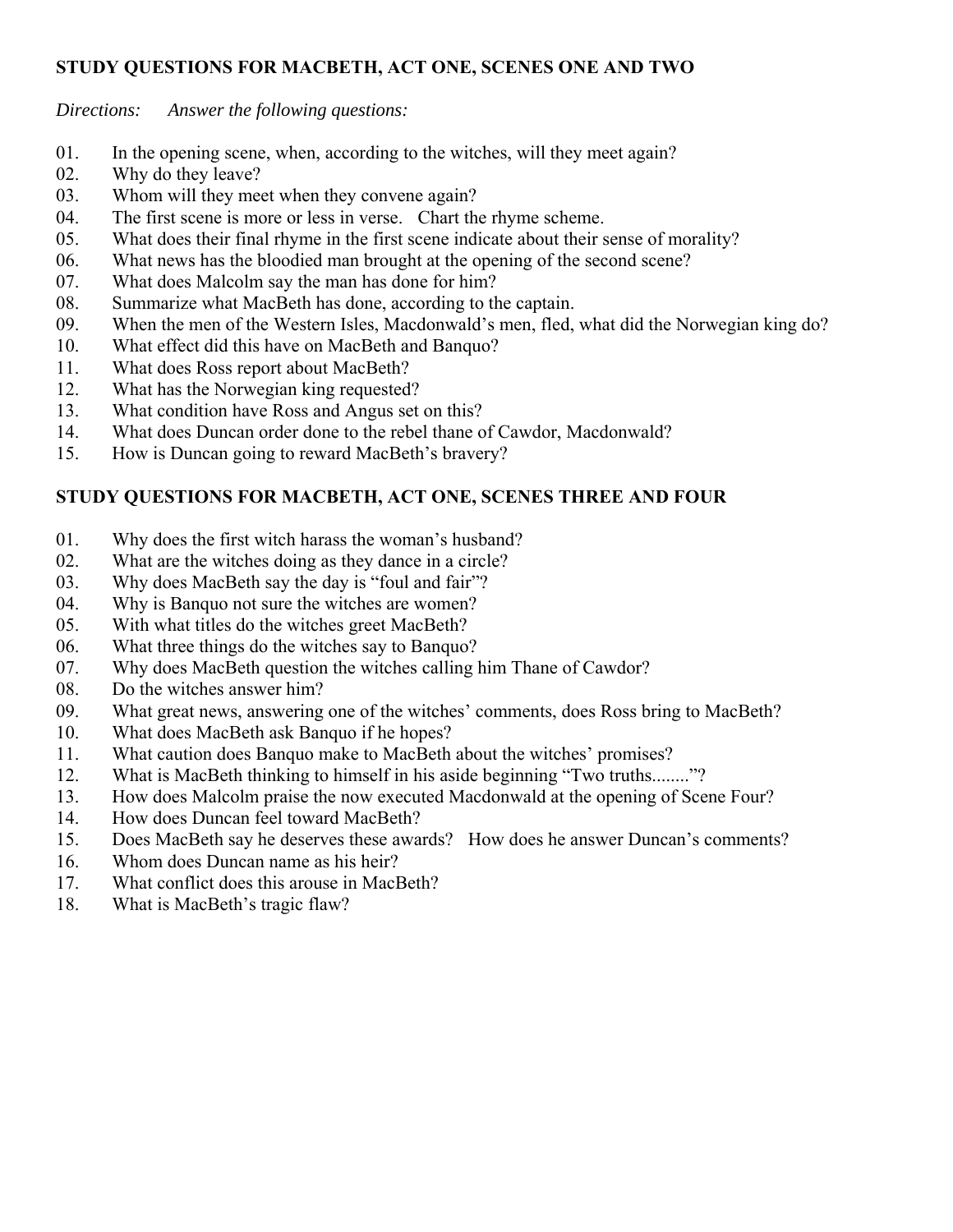**STUDY QUESTIONS FOR MACBETH, ACT ONE, SCENES ONE AND TWO**

*Directions: Answer the following questions:*

01. In the opening scene, when, according to the witches, will they meet again?
02. Why do they leave?
03. Whom will they meet when they convene again?
04. The first scene is more or less in verse. Chart the rhyme scheme.
05. What does their final rhyme in the first scene indicate about their sense of morality?
06. What news has the bloodied man brought at the opening of the second scene?
07. What does Malcolm say the man has done for him?
08. Summarize what MacBeth has done, according to the captain.
09. When the men of the Western Isles, Macdonwald's men, fled, what did the Norwegian king do?
10. What effect did this have on MacBeth and Banquo?
11. What does Ross report about MacBeth?
12. What has the Norwegian king requested?
13. What condition have Ross and Angus set on this?
14. What does Duncan order done to the rebel thane of Cawdor, Macdonwald?
15. How is Duncan going to reward MacBeth's bravery?

**STUDY QUESTIONS FOR MACBETH, ACT ONE, SCENES THREE AND FOUR**

01. Why does the first witch harass the woman's husband?
02. What are the witches doing as they dance in a circle?
03. Why does MacBeth say the day is "foul and fair"?
04. Why is Banquo not sure the witches are women?
05. With what titles do the witches greet MacBeth?
06. What three things do the witches say to Banquo?
07. Why does MacBeth question the witches calling him Thane of Cawdor?
08. Do the witches answer him?
09. What great news, answering one of the witches' comments, does Ross bring to MacBeth?
10. What does MacBeth ask Banquo if he hopes?
11. What caution does Banquo make to MacBeth about the witches' promises?
12. What is MacBeth thinking to himself in his aside beginning "Two truths........"?
13. How does Malcolm praise the now executed Macdonwald at the opening of Scene Four?
14. How does Duncan feel toward MacBeth?
15. Does MacBeth say he deserves these awards? How does he answer Duncan's comments?
16. Whom does Duncan name as his heir?
17. What conflict does this arouse in MacBeth?
18. What is MacBeth's tragic flaw?